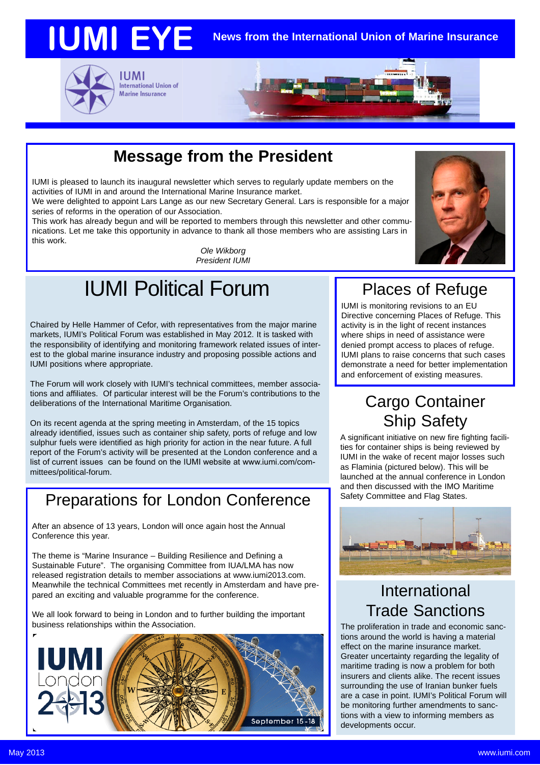# IUMI EYE

**News from the International Union of Marine Insurance**

## Message from the President

IUMI is pleased to launch its inaugural newsletter which serves to regularly update members on the activities of IUMI in and around the International Marine Insurance market.

We were delighted to appoint Lars Lange as our new Secretary General. Lars is responsible for a major series of reforms in the operation of our Association.

This work has already begun and will be reported to members through this newsletter and other communications. Let me take this opportunity in advance to thank all those members who are assisting Lars in this work.

*Ole Wikborg*
*President IUMI*

## IUMI Political Forum

Chaired by Helle Hammer of Cefor, with representatives from the major marine markets, IUMI's Political Forum was established in May 2012. It is tasked with the responsibility of identifying and monitoring framework related issues of interest to the global marine insurance industry and proposing possible actions and IUMI positions where appropriate.

The Forum will work closely with IUMI's technical committees, member associations and affiliates. Of particular interest will be the Forum's contributions to the deliberations of the International Maritime Organisation.

On its recent agenda at the spring meeting in Amsterdam, of the 15 topics already identified, issues such as container ship safety, ports of refuge and low sulphur fuels were identified as high priority for action in the near future. A full report of the Forum's activity will be presented at the London conference and a list of current issues can be found on the IUMI website at www.iumi.com/committees/political-forum.

## Preparations for London Conference

After an absence of 13 years, London will once again host the Annual Conference this year.

The theme is "Marine Insurance – Building Resilience and Defining a Sustainable Future". The organising Committee from IUA/LMA has now released registration details to member associations at www.iumi2013.com. Meanwhile the technical Committees met recently in Amsterdam and have prepared an exciting and valuable programme for the conference.

We all look forward to being in London and to further building the important business relationships within the Association.

IUMI London 2013 — September 15 - 18

## Places of Refuge

IUMI is monitoring revisions to an EU Directive concerning Places of Refuge. This activity is in the light of recent instances where ships in need of assistance were denied prompt access to places of refuge. IUMI plans to raise concerns that such cases demonstrate a need for better implementation and enforcement of existing measures.

## Cargo Container Ship Safety

A significant initiative on new fire fighting facilities for container ships is being reviewed by IUMI in the wake of recent major losses such as Flaminia (pictured below). This will be launched at the annual conference in London and then discussed with the IMO Maritime Safety Committee and Flag States.

## International Trade Sanctions

The proliferation in trade and economic sanctions around the world is having a material effect on the marine insurance market. Greater uncertainty regarding the legality of maritime trading is now a problem for both insurers and clients alike. The recent issues surrounding the use of Iranian bunker fuels are a case in point. IUMI's Political Forum will be monitoring further amendments to sanctions with a view to informing members as developments occur.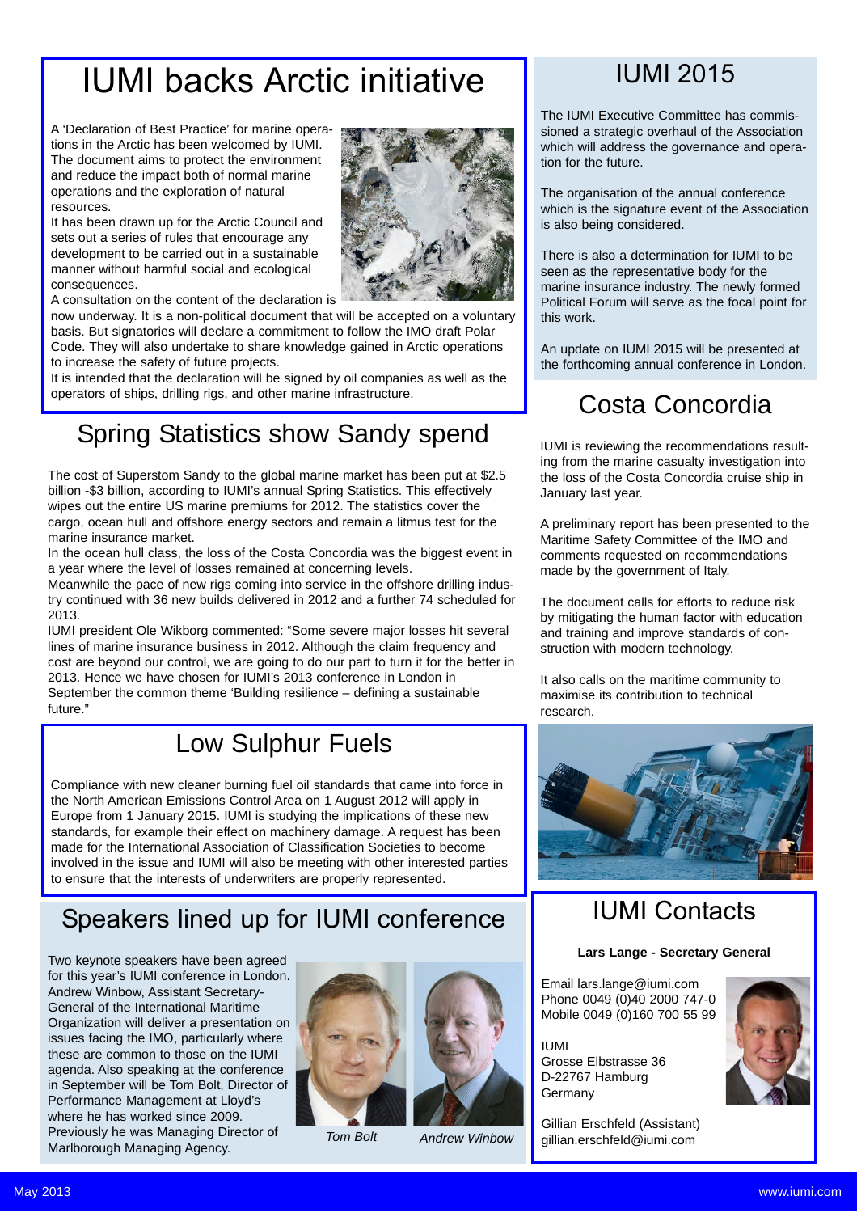# IUMI backs Arctic initiative

A 'Declaration of Best Practice' for marine operations in the Arctic has been welcomed by IUMI. The document aims to protect the environment and reduce the impact both of normal marine operations and the exploration of natural resources.

It has been drawn up for the Arctic Council and sets out a series of rules that encourage any development to be carried out in a sustainable manner without harmful social and ecological consequences.

A consultation on the content of the declaration is now underway. It is a non-political document that will be accepted on a voluntary basis. But signatories will declare a commitment to follow the IMO draft Polar Code. They will also undertake to share knowledge gained in Arctic operations to increase the safety of future projects.

It is intended that the declaration will be signed by oil companies as well as the operators of ships, drilling rigs, and other marine infrastructure.

# Spring Statistics show Sandy spend

The cost of Superstom Sandy to the global marine market has been put at $2.5 billion -$3 billion, according to IUMI's annual Spring Statistics. This effectively wipes out the entire US marine premiums for 2012. The statistics cover the cargo, ocean hull and offshore energy sectors and remain a litmus test for the marine insurance market.

In the ocean hull class, the loss of the Costa Concordia was the biggest event in a year where the level of losses remained at concerning levels.

Meanwhile the pace of new rigs coming into service in the offshore drilling industry continued with 36 new builds delivered in 2012 and a further 74 scheduled for 2013.

IUMI president Ole Wikborg commented: "Some severe major losses hit several lines of marine insurance business in 2012. Although the claim frequency and cost are beyond our control, we are going to do our part to turn it for the better in 2013. Hence we have chosen for IUMI's 2013 conference in London in September the common theme 'Building resilience – defining a sustainable future."

# Low Sulphur Fuels

Compliance with new cleaner burning fuel oil standards that came into force in the North American Emissions Control Area on 1 August 2012 will apply in Europe from 1 January 2015. IUMI is studying the implications of these new standards, for example their effect on machinery damage. A request has been made for the International Association of Classification Societies to become involved in the issue and IUMI will also be meeting with other interested parties to ensure that the interests of underwriters are properly represented.

# Speakers lined up for IUMI conference

Two keynote speakers have been agreed for this year's IUMI conference in London. Andrew Winbow, Assistant Secretary-General of the International Maritime Organization will deliver a presentation on issues facing the IMO, particularly where these are common to those on the IUMI agenda. Also speaking at the conference in September will be Tom Bolt, Director of Performance Management at Lloyd's where he has worked since 2009. Previously he was Managing Director of Marlborough Managing Agency.

*Tom Bolt*

*Andrew Winbow*

# IUMI 2015

The IUMI Executive Committee has commissioned a strategic overhaul of the Association which will address the governance and operation for the future.

The organisation of the annual conference which is the signature event of the Association is also being considered.

There is also a determination for IUMI to be seen as the representative body for the marine insurance industry. The newly formed Political Forum will serve as the focal point for this work.

An update on IUMI 2015 will be presented at the forthcoming annual conference in London.

# Costa Concordia

IUMI is reviewing the recommendations resulting from the marine casualty investigation into the loss of the Costa Concordia cruise ship in January last year.

A preliminary report has been presented to the Maritime Safety Committee of the IMO and comments requested on recommendations made by the government of Italy.

The document calls for efforts to reduce risk by mitigating the human factor with education and training and improve standards of construction with modern technology.

It also calls on the maritime community to maximise its contribution to technical research.

# IUMI Contacts

**Lars Lange - Secretary General**

Email lars.lange@iumi.com
Phone 0049 (0)40 2000 747-0
Mobile 0049 (0)160 700 55 99

IUMI
Grosse Elbstrasse 36
D-22767 Hamburg
Germany

Gillian Erschfeld (Assistant)
gillian.erschfeld@iumi.com

May 2013 www.iumi.com